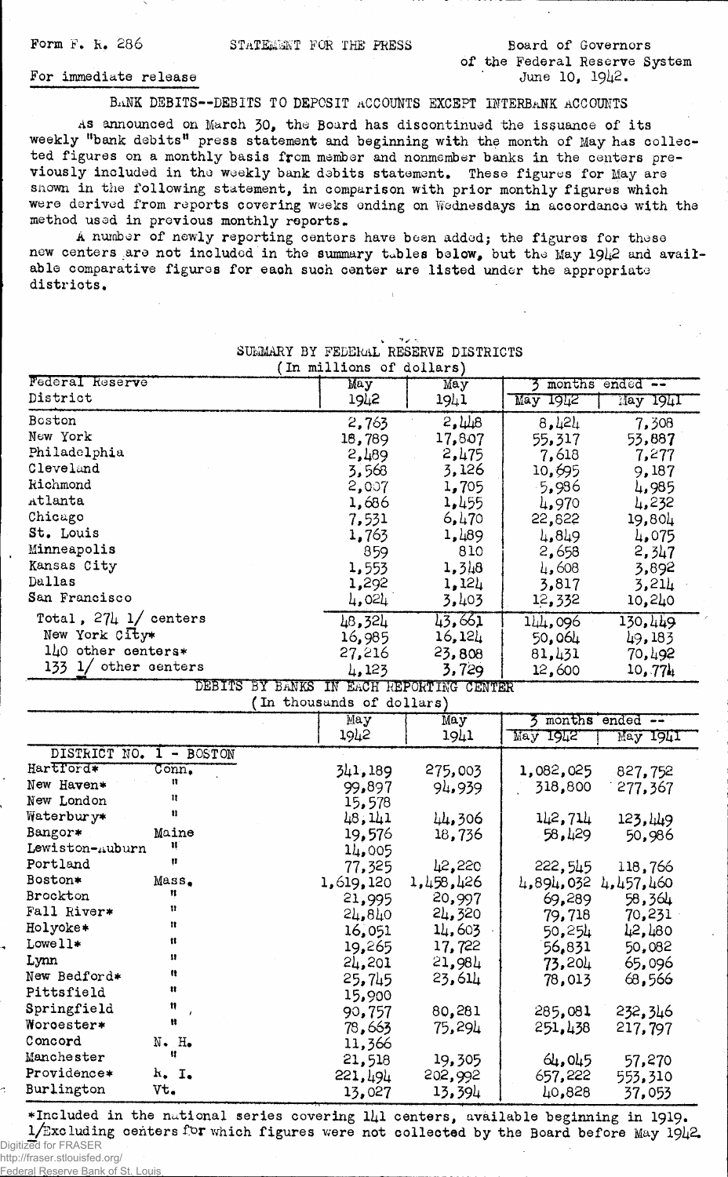Form F. R. 286 STATEMENT FOR THE PRESS Board of Governors of the Federal Reserve System

For immediate release June 10, 1942.

BANK DEBITS--DEBITS TO DEPOSIT ACCOUNTS EXCEPT INTERBANK ACCOUNTS

As announced on March 30, the Board has discontinued the issuance of its weekly "bank debits" press statement and beginning with the month of May has collected figures on a monthly basis from member and nonmember banks in the centers previously included in the weekly bank debits statement. These figures for May are shown in the following statement, in comparison with prior monthly figures which were derived from reports covering weeks ending on Wednesdays in accordance with the method used in previous monthly reports.

A number of newly reporting centers have been added; the figures for these new centers are not included in the summary tables below, but the May 1942 and available comparative figures for each such center are listed under the appropriate districts.

SUMMARY BY FEDERAL RESERVE DISTRICTS
(In millions of dollars)

| Federal Reserve District | May 1942 | May 1941 | 3 months ended -- May 1942 | May 1941 |
|---|---|---|---|---|
| Boston | 2,763 | 2,448 | 8,424 | 7,308 |
| New York | 18,789 | 17,807 | 55,317 | 53,887 |
| Philadelphia | 2,489 | 2,475 | 7,618 | 7,277 |
| Cleveland | 3,568 | 3,126 | 10,695 | 9,187 |
| Richmond | 2,007 | 1,705 | 5,986 | 4,985 |
| Atlanta | 1,686 | 1,455 | 4,970 | 4,232 |
| Chicago | 7,531 | 6,470 | 22,822 | 19,804 |
| St. Louis | 1,763 | 1,489 | 4,849 | 4,075 |
| Minneapolis | 859 | 810 | 2,658 | 2,347 |
| Kansas City | 1,553 | 1,348 | 4,608 | 3,892 |
| Dallas | 1,292 | 1,124 | 3,817 | 3,214 |
| San Francisco | 4,024 | 3,403 | 12,332 | 10,240 |
| Total, 274 1/ centers | 48,324 | 43,661 | 144,096 | 130,449 |
| New York City* | 16,985 | 16,124 | 50,064 | 49,183 |
| 140 other centers* | 27,216 | 23,808 | 81,431 | 70,492 |
| 133 1/ other centers | 4,123 | 3,729 | 12,600 | 10,774 |

DEBITS BY BANKS IN EACH REPORTING CENTER
(In thousands of dollars)

| | | May 1942 | May 1941 | 3 months ended -- May 1942 | May 1941 |
|---|---|---|---|---|---|
| DISTRICT NO. 1 - BOSTON | | | | | |
| Hartford* | Conn. | 341,189 | 275,003 | 1,082,025 | 827,752 |
| New Haven* | " | 99,897 | 94,939 | 318,800 | 277,367 |
| New London | " | 15,578 | | | |
| Waterbury* | " | 48,141 | 44,306 | 142,714 | 123,449 |
| Bangor* | Maine | 19,576 | 18,736 | 58,429 | 50,986 |
| Lewiston-Auburn | " | 14,005 | | | |
| Portland | " | 77,325 | 42,220 | 222,545 | 118,766 |
| Boston* | Mass. | 1,619,120 | 1,458,426 | 4,894,032 | 4,457,460 |
| Brockton | " | 21,995 | 20,997 | 69,289 | 58,364 |
| Fall River* | " | 24,840 | 24,320 | 79,718 | 70,231 |
| Holyoke* | " | 16,051 | 14,603 | 50,254 | 42,480 |
| Lowell* | " | 19,265 | 17,722 | 56,831 | 50,082 |
| Lynn | " | 24,201 | 21,984 | 73,204 | 65,096 |
| New Bedford* | " | 25,745 | 23,614 | 78,013 | 68,566 |
| Pittsfield | " | 15,900 | | | |
| Springfield | " | 90,757 | 80,281 | 285,081 | 232,346 |
| Worcester* | " | 78,663 | 75,294 | 251,438 | 217,797 |
| Concord | N. H. | 11,366 | | | |
| Manchester | " | 21,518 | 19,305 | 64,045 | 57,270 |
| Providence* | R. I. | 221,494 | 202,992 | 657,222 | 553,310 |
| Burlington | Vt. | 13,027 | 13,394 | 40,828 | 37,053 |

*Included in the national series covering 141 centers, available beginning in 1919.

1/Excluding centers for which figures were not collected by the Board before May 1942.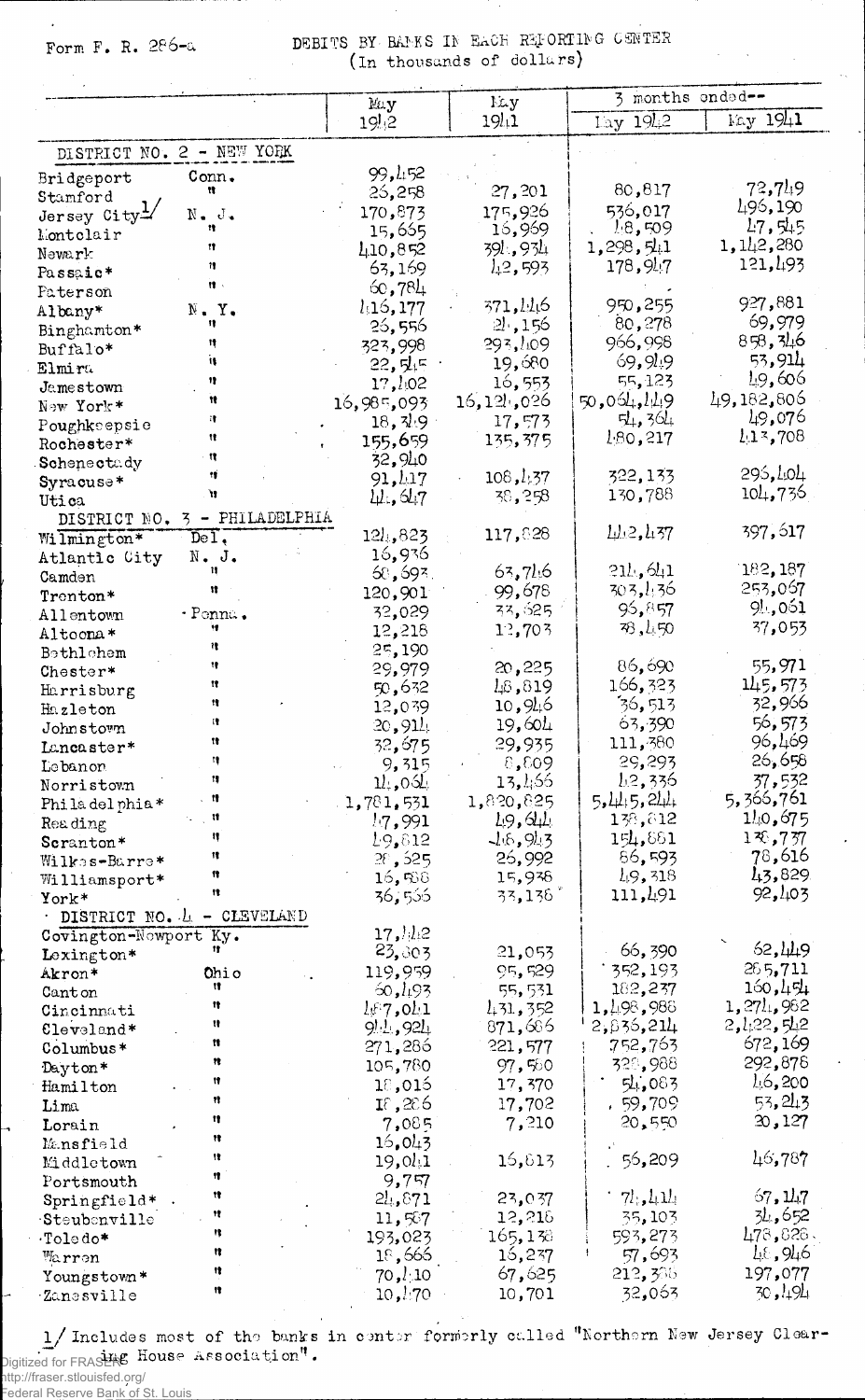Form F. R. 286-a

# DEBITS BY BANKS IN EACH REPORTING CENTER
(In thousands of dollars)

| | | May 1942 | May 1941 | 3 months ended-- May 1942 | 3 months ended-- May 1941 |
|---|---|---|---|---|---|
| **DISTRICT NO. 2 - NEW YORK** | | | | | |
| Bridgeport | Conn. | 99,452 | | | |
| Stamford | " | 26,258 | 27,201 | 80,817 | 72,749 |
| Jersey City[1] | N. J. | 170,873 | 175,926 | 536,017 | 496,190 |
| Montclair | " | 15,665 | 16,969 | 48,509 | 47,545 |
| Newark | " | 410,852 | 394,934 | 1,298,541 | 1,142,280 |
| Passaic* | " | 63,169 | 42,593 | 178,947 | 121,493 |
| Paterson | " | 60,784 | | | |
| Albany* | N. Y. | 416,177 | 371,446 | 950,255 | 927,881 |
| Binghamton* | " | 26,556 | 24,156 | 80,278 | 69,979 |
| Buffalo* | " | 323,998 | 293,409 | 966,998 | 858,346 |
| Elmira | " | 22,545 | 19,680 | 69,949 | 53,914 |
| Jamestown | " | 17,402 | 16,553 | 55,123 | 49,606 |
| New York* | " | 16,985,093 | 16,124,026 | 50,064,449 | 49,182,806 |
| Poughkeepsie | " | 18,349 | 17,573 | 54,364 | 49,076 |
| Rochester* | " | 155,659 | 135,375 | 480,217 | 413,708 |
| Schenectady | " | 32,940 | | | |
| Syracuse* | " | 91,417 | 108,437 | 322,133 | 296,404 |
| Utica | " | 44,647 | 38,258 | 130,788 | 104,736 |
| **DISTRICT NO. 3 - PHILADELPHIA** | | | | | |
| Wilmington* | Del. | 124,823 | 117,828 | 442,437 | 397,617 |
| Atlantic City | N. J. | 16,936 | | | |
| Camden | " | 68,693 | 63,746 | 214,641 | 182,187 |
| Trenton* | " | 120,901 | 99,678 | 303,436 | 253,067 |
| Allentown | Penna. | 32,029 | 33,625 | 96,857 | 94,061 |
| Altoona* | " | 12,218 | 12,703 | 38,450 | 37,053 |
| Bethlehem | " | 25,190 | | | |
| Chester* | " | 29,979 | 20,225 | 86,690 | 55,971 |
| Harrisburg | " | 50,632 | 48,819 | 166,323 | 145,573 |
| Hazleton | " | 12,039 | 10,946 | 36,513 | 32,966 |
| Johnstown | " | 20,914 | 19,604 | 63,390 | 56,573 |
| Lancaster* | " | 32,675 | 29,935 | 111,380 | 96,469 |
| Lebanon | " | 9,315 | 8,809 | 29,293 | 26,658 |
| Norristown | " | 14,064 | 13,466 | 42,336 | 37,532 |
| Philadelphia* | " | 1,781,531 | 1,820,825 | 5,445,244 | 5,366,761 |
| Reading | " | 47,991 | 49,644 | 138,812 | 140,675 |
| Scranton* | " | 49,812 | 46,943 | 154,881 | 138,737 |
| Wilkes-Barre* | " | 28,525 | 26,992 | 86,593 | 78,616 |
| Williamsport* | " | 16,588 | 15,938 | 49,318 | 43,829 |
| York* | " | 36,566 | 33,138 | 111,491 | 92,403 |
| **DISTRICT NO. 4 - CLEVELAND** | | | | | |
| Covington-Newport | Ky. | 17,442 | | | |
| Lexington* | " | 23,803 | 21,053 | 66,390 | 62,449 |
| Akron* | Ohio | 119,959 | 95,529 | 352,193 | 265,711 |
| Canton | " | 60,493 | 55,531 | 182,237 | 160,454 |
| Cincinnati | " | 487,041 | 431,352 | 1,498,988 | 1,274,982 |
| Cleveland* | " | 944,924 | 871,686 | 2,836,214 | 2,422,542 |
| Columbus* | " | 271,286 | 221,577 | 752,763 | 672,169 |
| Dayton* | " | 105,780 | 97,580 | 329,988 | 292,878 |
| Hamilton | " | 18,016 | 17,370 | 54,083 | 46,200 |
| Lima | " | 18,266 | 17,702 | 59,709 | 53,243 |
| Lorain | " | 7,085 | 7,210 | 20,550 | 20,127 |
| Mansfield | " | 16,043 | | | |
| Middletown | " | 19,041 | 16,813 | 56,209 | 46,787 |
| Portsmouth | " | 9,757 | | | |
| Springfield* | " | 24,871 | 23,037 | 74,414 | 67,147 |
| Steubenville | " | 11,587 | 12,218 | 35,103 | 34,652 |
| Toledo* | " | 193,023 | 165,138 | 593,273 | 478,828 |
| Warren | " | 18,666 | 16,237 | 57,693 | 48,946 |
| Youngstown* | " | 70,410 | 67,625 | 212,356 | 197,077 |
| Zanesville | " | 10,470 | 10,701 | 32,063 | 30,494 |

[1] Includes most of the banks in center formerly called "Northern New Jersey Clearing House Association".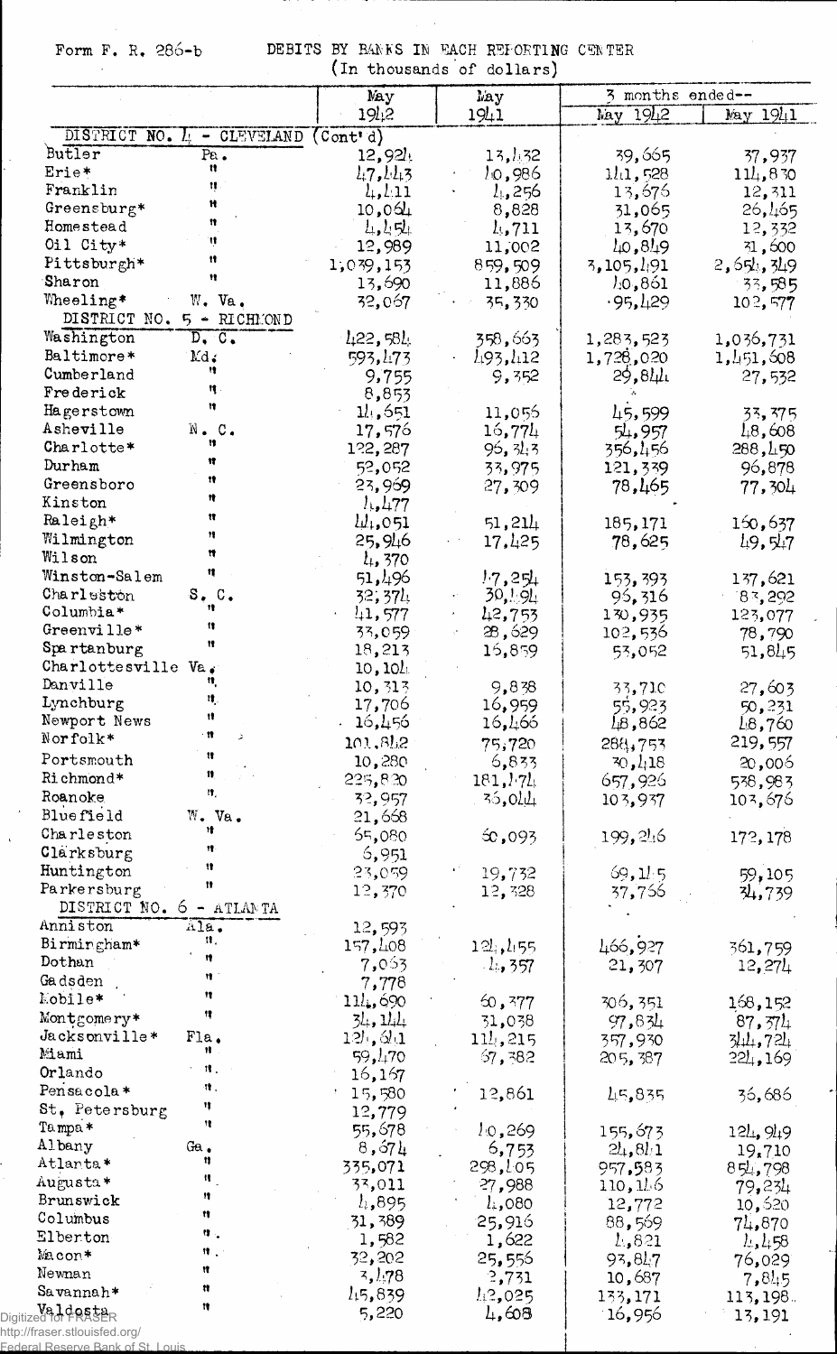Form F. R. 286-b

DEBITS BY BANKS IN EACH REPORTING CENTER
(In thousands of dollars)

| | | May 1942 | May 1941 | 3 months ended-- May 1942 | 3 months ended-- May 1941 |
|---|---|---|---|---|---|
| DISTRICT NO. 4 - CLEVELAND (Cont'd) | | | | | |
| Butler | Pa. | 12,924 | 13,432 | 39,665 | 37,937 |
| Erie* | " | 47,443 | 40,986 | 141,528 | 114,830 |
| Franklin | " | 4,411 | 4,256 | 13,676 | 12,311 |
| Greensburg* | " | 10,064 | 8,828 | 31,065 | 26,465 |
| Homestead | " | 4,454 | 4,711 | 13,670 | 12,332 |
| Oil City* | " | 12,989 | 11,002 | 40,849 | 31,600 |
| Pittsburgh* | " | 1,039,153 | 859,509 | 3,105,491 | 2,654,349 |
| Sharon | " | 13,690 | 11,886 | 40,861 | 33,585 |
| Wheeling* | W. Va. | 32,067 | 35,330 | 95,429 | 102,577 |
| DISTRICT NO. 5 - RICHMOND | | | | | |
| Washington | D. C. | 422,584 | 358,663 | 1,283,523 | 1,036,731 |
| Baltimore* | Md. | 593,473 | 493,412 | 1,728,020 | 1,451,608 |
| Cumberland | " | 9,755 | 9,352 | 29,844 | 27,532 |
| Frederick | " | 8,853 | | | |
| Hagerstown | " | 14,651 | 11,055 | 45,599 | 33,375 |
| Asheville | N. C. | 17,576 | 16,774 | 54,957 | 48,608 |
| Charlotte* | " | 122,287 | 95,343 | 356,456 | 288,450 |
| Durham | " | 52,052 | 33,975 | 121,339 | 96,878 |
| Greensboro | " | 23,969 | 27,309 | 78,465 | 77,304 |
| Kinston | " | 4,477 | | | |
| Raleigh* | " | 44,051 | 51,214 | 185,171 | 160,637 |
| Wilmington | " | 25,946 | 17,425 | 78,625 | 49,547 |
| Wilson | " | 4,370 | | | |
| Winston-Salem | " | 51,496 | 47,254 | 153,393 | 137,621 |
| Charleston | S. C. | 32,374 | 30,494 | 96,316 | 83,292 |
| Columbia* | " | 41,577 | 42,753 | 130,935 | 123,077 |
| Greenville* | " | 33,059 | 28,629 | 102,536 | 78,790 |
| Spartanburg | " | 18,213 | 16,859 | 53,052 | 51,845 |
| Charlottesville | Va. | 10,104 | | | |
| Danville | " | 10,313 | 9,838 | 33,710 | 27,603 |
| Lynchburg | " | 17,706 | 16,959 | 55,923 | 50,231 |
| Newport News | " | 16,456 | 16,466 | 48,862 | 48,760 |
| Norfolk* | " | 101,842 | 75,720 | 284,753 | 219,557 |
| Portsmouth | " | 10,280 | 6,833 | 30,418 | 20,006 |
| Richmond* | " | 225,830 | 181,474 | 657,926 | 538,983 |
| Roanoke | " | 32,957 | 36,044 | 103,937 | 103,676 |
| Bluefield | W. Va. | 21,668 | | | |
| Charleston | " | 65,080 | 60,093 | 199,246 | 172,178 |
| Clarksburg | " | 6,951 | | | |
| Huntington | " | 23,059 | 19,732 | 69,145 | 59,105 |
| Parkersburg | " | 12,370 | 12,328 | 37,766 | 34,739 |
| DISTRICT NO. 6 - ATLANTA | | | | | |
| Anniston | Ala. | 12,593 | | | |
| Birmingham* | " | 157,408 | 124,455 | 466,927 | 361,759 |
| Dothan | " | 7,063 | 4,357 | 21,307 | 12,274 |
| Gadsden | " | 7,778 | | | |
| Mobile* | " | 114,690 | 60,377 | 306,351 | 168,152 |
| Montgomery* | " | 34,144 | 31,038 | 97,834 | 87,374 |
| Jacksonville* | Fla. | 124,641 | 114,215 | 357,930 | 344,724 |
| Miami | " | 59,470 | 67,382 | 205,387 | 224,169 |
| Orlando | " | 16,167 | | | |
| Pensacola* | " | 15,580 | 12,861 | 45,835 | 36,686 |
| St. Petersburg | " | 12,779 | | | |
| Tampa* | " | 55,678 | 40,269 | 155,673 | 124,949 |
| Albany | Ga. | 8,674 | 6,753 | 24,841 | 19,710 |
| Atlanta* | " | 335,071 | 298,405 | 957,583 | 854,798 |
| Augusta* | " | 33,011 | 27,988 | 110,146 | 79,234 |
| Brunswick | " | 4,895 | 4,080 | 12,772 | 10,620 |
| Columbus | " | 31,389 | 25,916 | 88,569 | 74,870 |
| Elberton | " | 1,582 | 1,622 | 4,821 | 4,458 |
| Macon* | " | 32,202 | 25,556 | 93,847 | 76,029 |
| Newnan | " | 3,478 | 2,731 | 10,687 | 7,845 |
| Savannah* | " | 45,839 | 42,025 | 133,171 | 113,198 |
| Valdosta | " | 5,220 | 4,608 | 16,956 | 13,191 |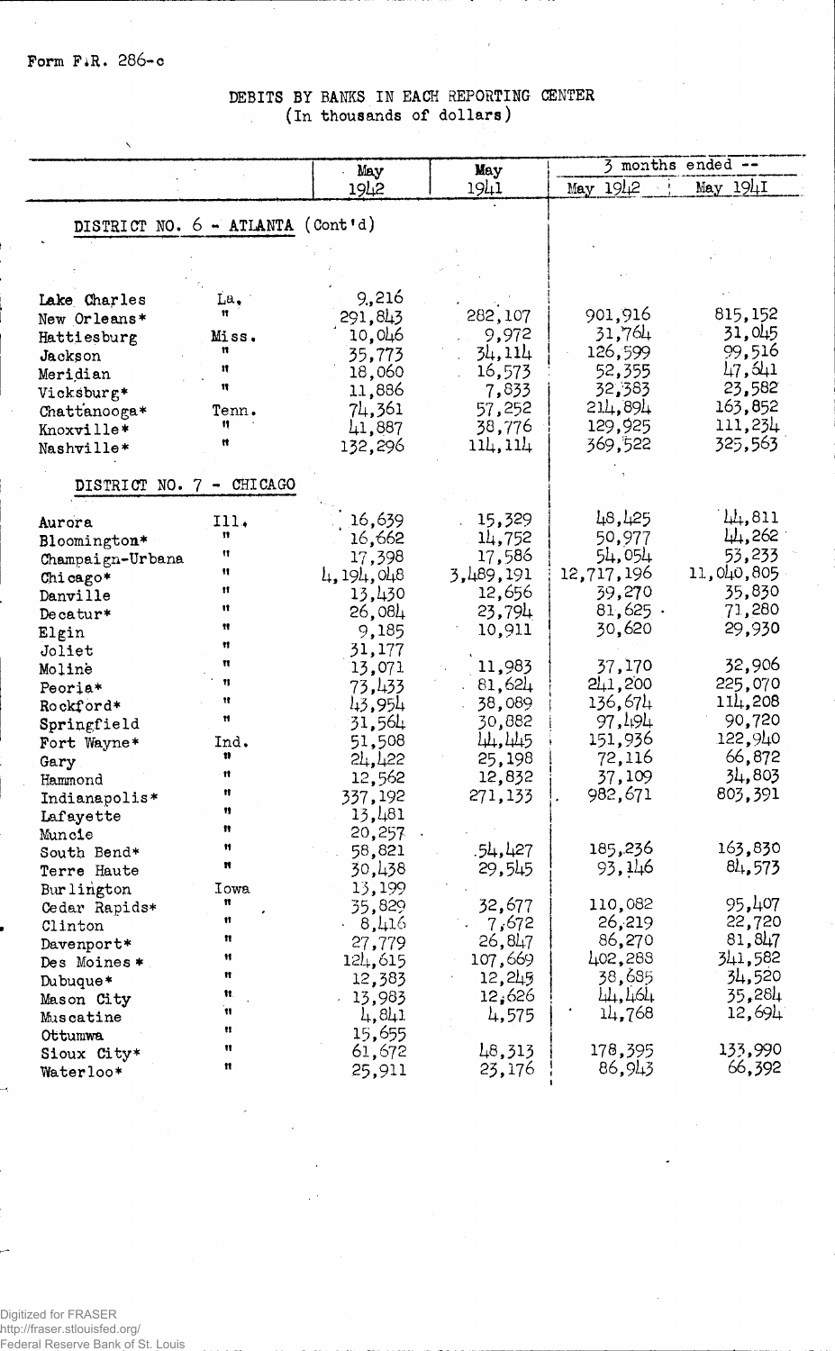Form F.R. 286-c

# DEBITS BY BANKS IN EACH REPORTING CENTER
(In thousands of dollars)

| | | May 1942 | May 1941 | 3 months ended -- May 1942 | 3 months ended -- May 1941 |
|---|---|---|---|---|---|
| **DISTRICT NO. 6 - ATLANTA (Cont'd)** | | | | | |
| Lake Charles | La. | 9,216 | | | |
| New Orleans* | " | 291,843 | 282,107 | 901,916 | 815,152 |
| Hattiesburg | Miss. | 10,046 | 9,972 | 31,764 | 31,045 |
| Jackson | " | 35,773 | 34,114 | 126,599 | 99,516 |
| Meridian | " | 18,060 | 16,573 | 52,355 | 47,641 |
| Vicksburg* | " | 11,886 | 7,833 | 32,383 | 23,582 |
| Chattanooga* | Tenn. | 74,361 | 57,252 | 214,894 | 163,852 |
| Knoxville* | " | 41,887 | 38,776 | 129,925 | 111,234 |
| Nashville* | " | 132,296 | 114,114 | 369,522 | 325,563 |
| **DISTRICT NO. 7 - CHICAGO** | | | | | |
| Aurora | Ill. | 16,639 | 15,329 | 48,425 | 44,811 |
| Bloomington* | " | 16,662 | 14,752 | 50,977 | 44,262 |
| Champaign-Urbana | " | 17,398 | 17,586 | 54,054 | 53,233 |
| Chicago* | " | 4,194,048 | 3,489,191 | 12,717,196 | 11,040,805 |
| Danville | " | 13,430 | 12,656 | 39,270 | 35,830 |
| Decatur* | " | 26,084 | 23,794 | 81,625 | 71,280 |
| Elgin | " | 9,185 | 10,911 | 30,620 | 29,930 |
| Joliet | " | 31,177 | | | |
| Moline | " | 13,071 | 11,983 | 37,170 | 32,906 |
| Peoria* | " | 73,433 | 81,624 | 241,200 | 225,070 |
| Rockford* | " | 43,954 | 38,089 | 136,674 | 114,208 |
| Springfield | " | 31,564 | 30,882 | 97,494 | 90,720 |
| Fort Wayne* | Ind. | 51,508 | 44,445 | 151,936 | 122,940 |
| Gary | " | 24,422 | 25,198 | 72,116 | 66,872 |
| Hammond | " | 12,562 | 12,832 | 37,109 | 34,803 |
| Indianapolis* | " | 337,192 | 271,133 | 982,671 | 803,391 |
| Lafayette | " | 13,481 | | | |
| Muncie | " | 20,257 | | | |
| South Bend* | " | 58,821 | 54,427 | 185,236 | 163,830 |
| Terre Haute | " | 30,438 | 29,545 | 93,146 | 84,573 |
| Burlington | Iowa | 13,199 | | | |
| Cedar Rapids* | " | 35,829 | 32,677 | 110,082 | 95,407 |
| Clinton | " | 8,416 | 7,672 | 26,219 | 22,720 |
| Davenport* | " | 27,779 | 26,847 | 86,270 | 81,847 |
| Des Moines* | " | 124,615 | 107,669 | 402,288 | 341,582 |
| Dubuque* | " | 12,383 | 12,245 | 38,685 | 34,520 |
| Mason City | " | 13,983 | 12,626 | 44,464 | 35,284 |
| Muscatine | " | 4,841 | 4,575 | 14,768 | 12,694 |
| Ottumwa | " | 15,655 | | | |
| Sioux City* | " | 61,672 | 48,313 | 178,395 | 133,990 |
| Waterloo* | " | 25,911 | 23,176 | 86,943 | 66,392 |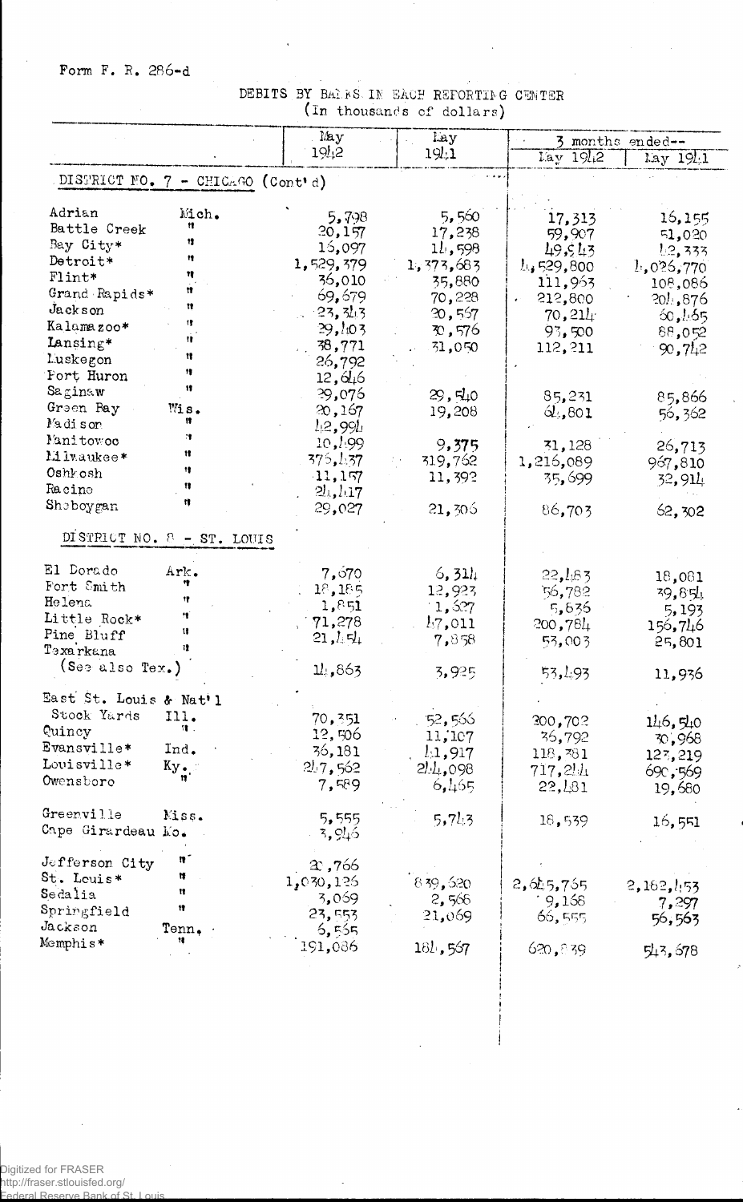Form F. R. 286-d

DEBITS BY BANKS IN EACH REPORTING CENTER
(In thousands of dollars)

| | | May 1942 | May 1941 | 3 months ended-- May 1942 | 3 months ended-- May 1941 |
|---|---|---|---|---|---|
| DISTRICT NO. 7 - CHICAGO (Cont'd) | | | | | |
| Adrian | Mich. | 5,798 | 5,560 | 17,313 | 16,155 |
| Battle Creek | " | 20,157 | 17,238 | 59,907 | 51,020 |
| Bay City* | " | 16,097 | 14,598 | 49,943 | 42,333 |
| Detroit* | " | 1,529,379 | 1,373,683 | 4,529,800 | 4,026,770 |
| Flint* | " | 36,010 | 35,880 | 111,963 | 108,086 |
| Grand Rapids* | " | 69,679 | 70,228 | 212,800 | 204,876 |
| Jackson | " | 23,343 | 20,567 | 70,214 | 60,465 |
| Kalamazoo* | " | 29,403 | 30,576 | 93,500 | 88,052 |
| Lansing* | " | 38,771 | 31,050 | 112,211 | 90,742 |
| Muskegon | " | 26,792 | | | |
| Port Huron | " | 12,646 | | | |
| Saginaw | " | 29,076 | 29,540 | 85,231 | 85,866 |
| Green Bay | Wis. | 20,167 | 19,208 | 64,801 | 56,362 |
| Madison | " | 42,994 | | | |
| Manitowoc | " | 10,499 | 9,375 | 31,128 | 26,713 |
| Milwaukee* | " | 376,437 | 319,762 | 1,216,089 | 967,810 |
| Oshkosh | " | 11,157 | 11,392 | 35,699 | 32,914 |
| Racine | " | 24,417 | | | |
| Sheboygan | " | 29,027 | 21,306 | 86,703 | 62,302 |
| DISTRICT NO. 8 - ST. LOUIS | | | | | |
| El Dorado | Ark. | 7,670 | 6,314 | 22,483 | 18,081 |
| Fort Smith | " | 18,185 | 12,923 | 56,782 | 39,854 |
| Helena | " | 1,851 | 1,627 | 5,636 | 5,193 |
| Little Rock* | " | 71,278 | 47,011 | 200,784 | 156,746 |
| Pine Bluff | " | 21,454 | 7,858 | 53,003 | 25,801 |
| Texarkana (See also Tex.) | " | 14,863 | 3,925 | 53,493 | 11,936 |
| East St. Louis & Nat'l Stock Yards | Ill. | 70,351 | 52,566 | 200,702 | 146,540 |
| Quincy | " | 12,506 | 11,107 | 36,792 | 30,968 |
| Evansville* | Ind. | 36,181 | 41,917 | 118,381 | 123,219 |
| Louisville* | Ky. | 247,562 | 244,098 | 717,244 | 690,569 |
| Owensboro | " | 7,589 | 6,465 | 22,481 | 19,680 |
| Greenville | Miss. | 5,555 | 5,743 | 18,539 | 16,551 |
| Cape Girardeau | Mo. | 3,946 | | | |
| Jefferson City | " | 20,766 | | | |
| St. Louis* | " | 1,030,126 | 839,620 | 2,645,765 | 2,182,453 |
| Sedalia | " | 3,069 | 2,566 | 9,168 | 7,297 |
| Springfield | " | 23,553 | 21,069 | 66,555 | 56,563 |
| Jackson | Tenn. | 6,555 | | | |
| Memphis* | " | 191,086 | 184,567 | 620,839 | 543,678 |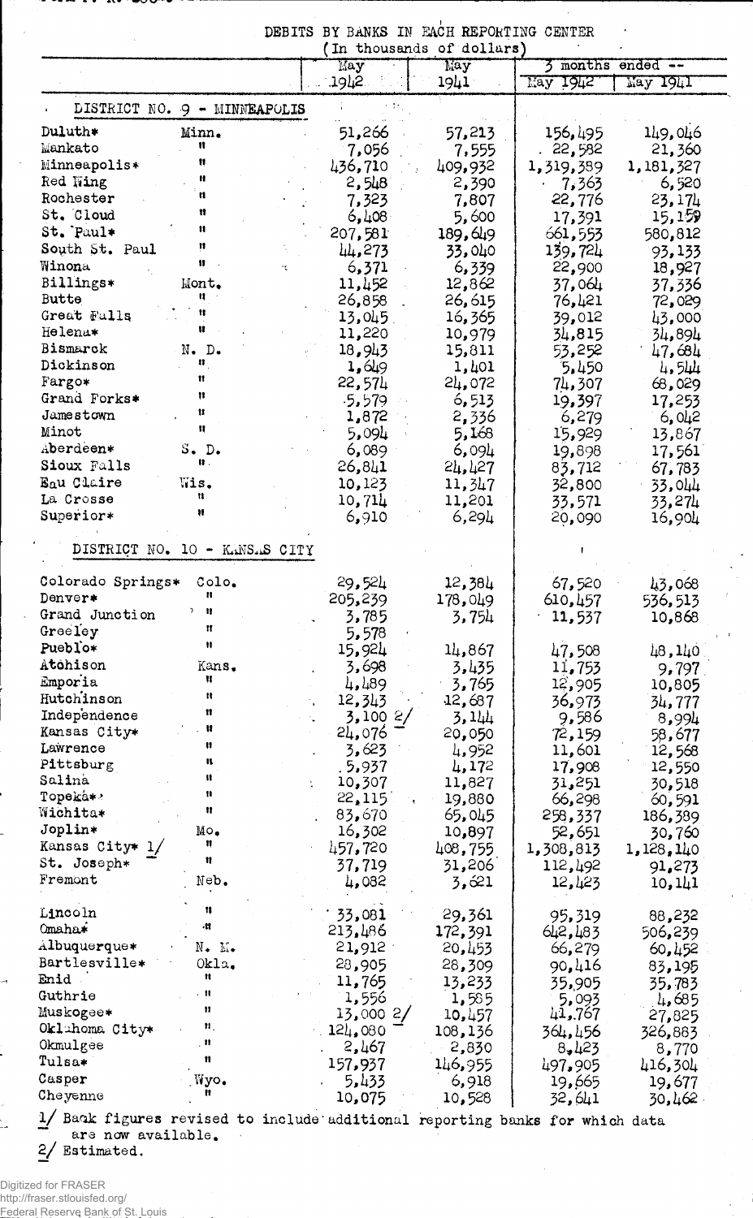DEBITS BY BANKS IN EACH REPORTING CENTER

(In thousands of dollars)

| | | May 1942 | May 1941 | 3 months ended -- May 1942 | May 1941 |
|---|---|---|---|---|---|
| DISTRICT NO. 9 - MINNEAPOLIS | | | | | |
| Duluth* | Minn. | 51,266 | 57,213 | 156,495 | 149,046 |
| Mankato | " | 7,056 | 7,555 | 22,582 | 21,360 |
| Minneapolis* | " | 436,710 | 409,932 | 1,319,389 | 1,181,327 |
| Red Wing | " | 2,548 | 2,390 | 7,363 | 6,520 |
| Rochester | " | 7,323 | 7,807 | 22,776 | 23,174 |
| St. Cloud | " | 6,408 | 5,600 | 17,391 | 15,159 |
| St. Paul* | " | 207,581 | 189,649 | 661,553 | 580,812 |
| South St. Paul | " | 44,273 | 33,040 | 139,724 | 93,133 |
| Winona | " | 6,371 | 6,339 | 22,900 | 18,927 |
| Billings* | Mont. | 11,452 | 12,862 | 37,064 | 37,336 |
| Butte | " | 26,858 | 26,615 | 76,421 | 72,029 |
| Great Falls | " | 13,045 | 16,365 | 39,012 | 43,000 |
| Helena* | " | 11,220 | 10,979 | 34,815 | 34,894 |
| Bismarck | N. D. | 18,943 | 15,811 | 53,252 | 47,684 |
| Dickinson | " | 1,649 | 1,401 | 5,450 | 4,544 |
| Fargo* | " | 22,574 | 24,072 | 74,307 | 68,029 |
| Grand Forks* | " | 5,579 | 6,513 | 19,397 | 17,253 |
| Jamestown | " | 1,872 | 2,336 | 6,279 | 6,042 |
| Minot | " | 5,094 | 5,168 | 15,929 | 13,867 |
| Aberdeen* | S. D. | 6,089 | 6,094 | 19,898 | 17,561 |
| Sioux Falls | " | 26,841 | 24,427 | 83,712 | 67,783 |
| Eau Claire | Wis. | 10,123 | 11,347 | 32,800 | 33,044 |
| La Crosse | " | 10,714 | 11,201 | 33,571 | 33,274 |
| Superior* | " | 6,910 | 6,294 | 20,090 | 16,904 |
| DISTRICT NO. 10 - KANSAS CITY | | | | | |
| Colorado Springs* | Colo. | 29,524 | 12,384 | 67,520 | 43,068 |
| Denver* | " | 205,239 | 178,049 | 610,457 | 536,513 |
| Grand Junction | " | 3,785 | 3,754 | 11,537 | 10,868 |
| Greeley | " | 5,578 | | | |
| Pueblo* | " | 15,924 | 14,867 | 47,508 | 48,140 |
| Atchison | Kans. | 3,698 | 3,435 | 11,753 | 9,797 |
| Emporia | " | 4,489 | 3,765 | 12,905 | 10,805 |
| Hutchinson | " | 12,343 | 12,687 | 36,973 | 34,777 |
| Independence | " | 3,100 2/ | 3,144 | 9,586 | 8,994 |
| Kansas City* | " | 24,076 | 20,050 | 72,159 | 58,677 |
| Lawrence | " | 3,623 | 4,952 | 11,601 | 12,568 |
| Pittsburg | " | 5,937 | 4,172 | 17,908 | 12,550 |
| Salina | " | 10,307 | 11,827 | 31,251 | 30,518 |
| Topeka* | " | 22,115 | 19,880 | 66,298 | 60,591 |
| Wichita* | " | 83,670 | 65,045 | 258,337 | 186,389 |
| Joplin* | Mo. | 16,302 | 10,897 | 52,651 | 30,760 |
| Kansas City* 1/ | " | 457,720 | 408,755 | 1,308,813 | 1,128,140 |
| St. Joseph* | " | 37,719 | 31,206 | 112,492 | 91,273 |
| Fremont | Neb. | 4,082 | 3,621 | 12,423 | 10,141 |
| Lincoln | " | 33,081 | 29,361 | 95,319 | 88,232 |
| Omaha* | " | 213,486 | 172,391 | 642,483 | 506,239 |
| Albuquerque* | N. M. | 21,912 | 20,453 | 66,279 | 60,452 |
| Bartlesville* | Okla. | 28,905 | 28,309 | 90,416 | 83,195 |
| Enid | " | 11,765 | 13,233 | 35,905 | 35,783 |
| Guthrie | " | 1,556 | 1,585 | 5,093 | 4,685 |
| Muskogee* | " | 13,000 2/ | 10,457 | 41,767 | 27,825 |
| Oklahoma City* | " | 124,080 | 108,136 | 364,456 | 326,883 |
| Okmulgee | " | 2,467 | 2,830 | 8,423 | 8,770 |
| Tulsa* | " | 157,937 | 146,955 | 497,905 | 416,304 |
| Casper | Wyo. | 5,433 | 6,918 | 19,665 | 19,677 |
| Cheyenne | " | 10,075 | 10,528 | 32,641 | 30,462 |

1/ Bank figures revised to include additional reporting banks for which data are now available.
2/ Estimated.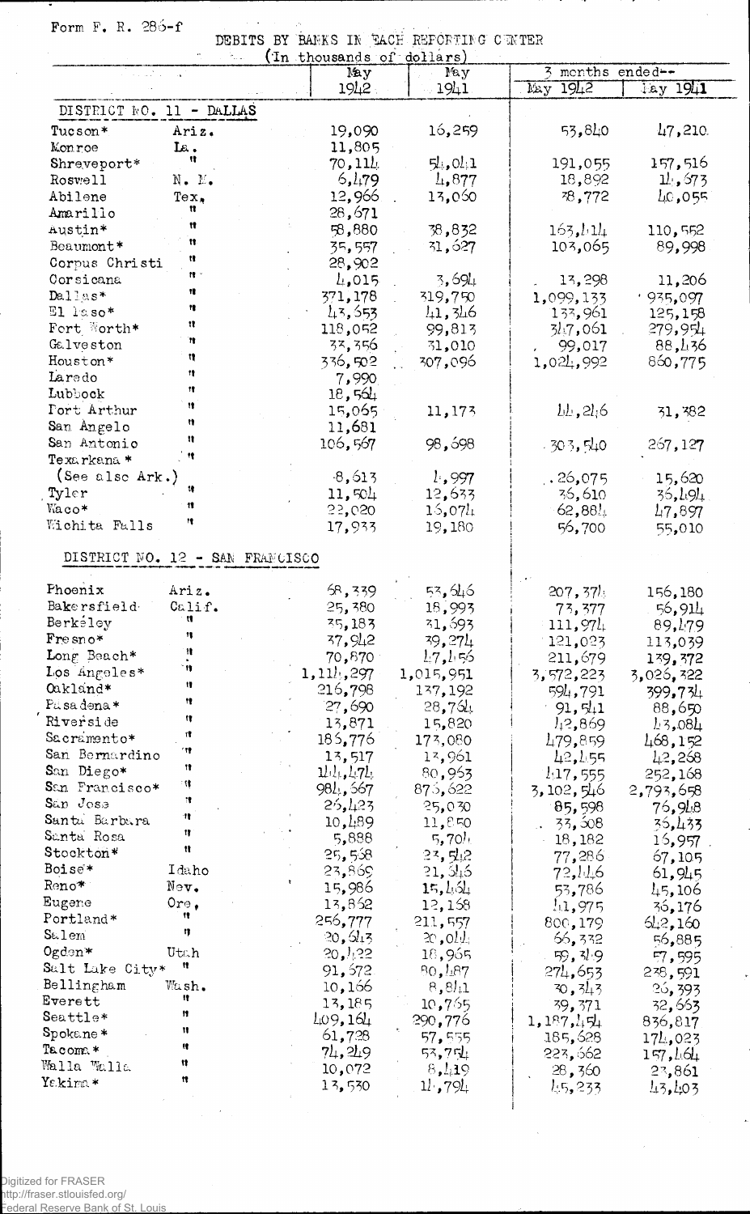Form F. R. 286-f

DEBITS BY BANKS IN EACH REPORTING CENTER

(In thousands of dollars)

| | | May 1942 | May 1941 | 3 months ended-- May 1942 | May 1941 |
|---|---|---|---|---|---|
| DISTRICT NO. 11 - DALLAS | | | | | |
| Tucson* | Ariz. | 19,090 | 16,259 | 53,840 | 47,210 |
| Monroe | La. | 11,805 | | | |
| Shreveport* | " | 70,114 | 54,041 | 191,055 | 157,516 |
| Roswell | N. M. | 6,479 | 4,877 | 18,892 | 14,673 |
| Abilene | Tex. | 12,966 | 13,060 | 38,772 | 40,055 |
| Amarillo | " | 28,671 | | | |
| Austin* | " | 58,880 | 38,832 | 163,414 | 110,552 |
| Beaumont* | " | 35,557 | 31,627 | 103,065 | 89,998 |
| Corpus Christi | " | 28,902 | | | |
| Corsicana | " | 4,015 | 3,694 | 13,298 | 11,206 |
| Dallas* | " | 371,178 | 319,750 | 1,099,133 | 935,097 |
| El Paso* | " | 43,653 | 41,346 | 133,961 | 125,158 |
| Fort Worth* | " | 118,052 | 99,813 | 347,061 | 279,954 |
| Galveston | " | 33,356 | 31,010 | 99,017 | 88,436 |
| Houston* | " | 336,502 | 307,096 | 1,024,992 | 860,775 |
| Laredo | " | 7,990 | | | |
| Lubbock | " | 18,564 | | | |
| Port Arthur | " | 15,065 | 11,173 | 44,246 | 31,382 |
| San Angelo | " | 11,681 | | | |
| San Antonio | " | 106,567 | 98,698 | 303,540 | 267,127 |
| Texarkana * | " | | | | |
| (See also Ark.) | | 8,613 | 4,997 | 26,075 | 15,620 |
| Tyler | " | 11,504 | 12,633 | 36,610 | 36,494 |
| Waco* | " | 22,020 | 16,074 | 62,884 | 47,897 |
| Wichita Falls | " | 17,933 | 19,180 | 56,700 | 55,010 |
| DISTRICT NO. 12 - SAN FRANCISCO | | | | | |
| Phoenix | Ariz. | 68,339 | 53,646 | 207,374 | 156,180 |
| Bakersfield | Calif. | 25,380 | 18,993 | 73,377 | 56,914 |
| Berkeley | " | 35,183 | 31,693 | 111,974 | 89,479 |
| Fresno* | " | 37,942 | 39,274 | 121,023 | 113,039 |
| Long Beach* | " | 70,870 | 47,456 | 211,679 | 139,372 |
| Los Angeles* | " | 1,114,297 | 1,015,951 | 3,572,223 | 3,026,322 |
| Oakland* | " | 216,798 | 137,192 | 594,791 | 399,734 |
| Pasadena* | " | 27,690 | 28,764 | 91,541 | 88,650 |
| Riverside | " | 13,871 | 15,820 | 42,869 | 43,084 |
| Sacramento* | " | 186,776 | 173,080 | 479,859 | 468,152 |
| San Bernardino | " | 13,517 | 13,961 | 42,455 | 42,268 |
| San Diego* | " | 144,474 | 80,963 | 417,555 | 252,168 |
| San Francisco* | " | 984,667 | 873,622 | 3,102,546 | 2,793,658 |
| San Jose | " | 26,423 | 25,030 | 85,598 | 76,948 |
| Santa Barbara | " | 10,489 | 11,850 | 33,608 | 36,433 |
| Santa Rosa | " | 5,888 | 5,704 | 18,182 | 16,957 |
| Stockton* | " | 25,538 | 23,542 | 77,286 | 67,105 |
| Boise* | Idaho | 23,869 | 21,346 | 72,446 | 61,945 |
| Reno* | Nev. | 15,986 | 15,464 | 53,786 | 45,106 |
| Eugene | Ore. | 13,862 | 12,168 | 41,975 | 36,176 |
| Portland* | " | 256,777 | 211,557 | 800,179 | 642,160 |
| Salem | " | 20,643 | 20,044 | 66,332 | 56,885 |
| Ogden* | Utah | 20,422 | 18,965 | 59,349 | 57,595 |
| Salt Lake City* | " | 91,672 | 80,487 | 274,653 | 238,591 |
| Bellingham | Wash. | 10,166 | 8,841 | 30,343 | 26,393 |
| Everett | " | 13,185 | 10,765 | 39,371 | 32,663 |
| Seattle* | " | 409,164 | 290,776 | 1,187,454 | 836,817 |
| Spokane* | " | 61,728 | 57,555 | 185,628 | 174,023 |
| Tacoma* | " | 74,249 | 53,754 | 223,662 | 157,464 |
| Walla Walla | " | 10,072 | 8,419 | 28,360 | 23,861 |
| Yakima* | " | 13,530 | 14,794 | 45,233 | 43,403 |